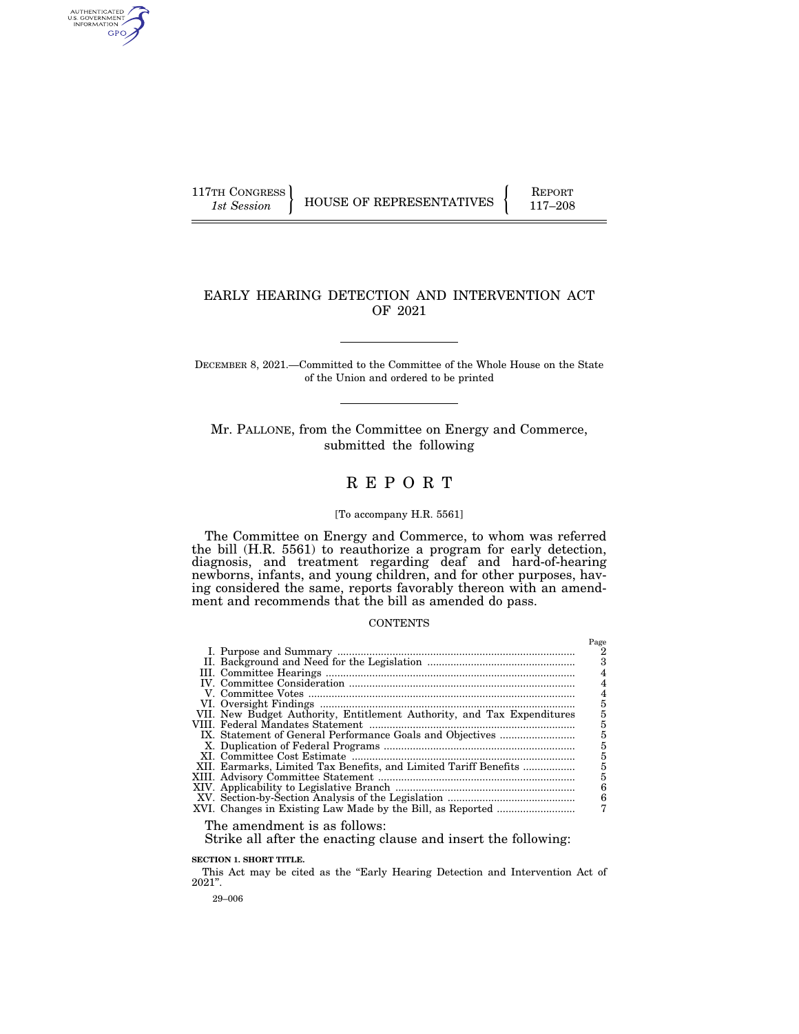117TH CONGRESS
*1st Session*

HOUSE OF REPRESENTATIVES

REPORT
117–208

# EARLY HEARING DETECTION AND INTERVENTION ACT OF 2021

DECEMBER 8, 2021.—Committed to the Committee of the Whole House on the State of the Union and ordered to be printed

Mr. PALLONE, from the Committee on Energy and Commerce, submitted the following

# REPORT

[To accompany H.R. 5561]

The Committee on Energy and Commerce, to whom was referred the bill (H.R. 5561) to reauthorize a program for early detection, diagnosis, and treatment regarding deaf and hard-of-hearing newborns, infants, and young children, and for other purposes, having considered the same, reports favorably thereon with an amendment and recommends that the bill as amended do pass.

CONTENTS

| | Page |
|---|---|
| I. Purpose and Summary | 2 |
| II. Background and Need for the Legislation | 3 |
| III. Committee Hearings | 4 |
| IV. Committee Consideration | 4 |
| V. Committee Votes | 4 |
| VI. Oversight Findings | 5 |
| VII. New Budget Authority, Entitlement Authority, and Tax Expenditures | 5 |
| VIII. Federal Mandates Statement | 5 |
| IX. Statement of General Performance Goals and Objectives | 5 |
| X. Duplication of Federal Programs | 5 |
| XI. Committee Cost Estimate | 5 |
| XII. Earmarks, Limited Tax Benefits, and Limited Tariff Benefits | 5 |
| XIII. Advisory Committee Statement | 5 |
| XIV. Applicability to Legislative Branch | 6 |
| XV. Section-by-Section Analysis of the Legislation | 6 |
| XVI. Changes in Existing Law Made by the Bill, as Reported | 7 |

The amendment is as follows:

Strike all after the enacting clause and insert the following:

**SECTION 1. SHORT TITLE.**

This Act may be cited as the "Early Hearing Detection and Intervention Act of 2021".

29–006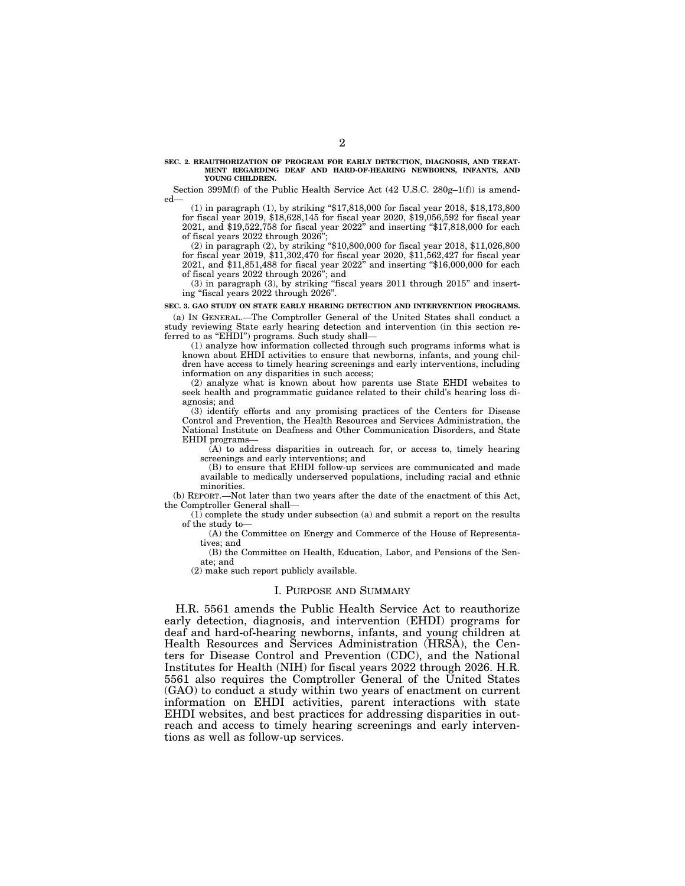**SEC. 2. REAUTHORIZATION OF PROGRAM FOR EARLY DETECTION, DIAGNOSIS, AND TREATMENT REGARDING DEAF AND HARD-OF-HEARING NEWBORNS, INFANTS, AND YOUNG CHILDREN.**

Section 399M(f) of the Public Health Service Act (42 U.S.C. 280g–1(f)) is amended—

(1) in paragraph (1), by striking "$17,818,000 for fiscal year 2018, $18,173,800 for fiscal year 2019, $18,628,145 for fiscal year 2020, $19,056,592 for fiscal year 2021, and $19,522,758 for fiscal year 2022" and inserting "$17,818,000 for each of fiscal years 2022 through 2026";

(2) in paragraph (2), by striking "$10,800,000 for fiscal year 2018, $11,026,800 for fiscal year 2019, $11,302,470 for fiscal year 2020, $11,562,427 for fiscal year 2021, and $11,851,488 for fiscal year 2022" and inserting "$16,000,000 for each of fiscal years 2022 through 2026"; and

(3) in paragraph (3), by striking "fiscal years 2011 through 2015" and inserting "fiscal years 2022 through 2026".

**SEC. 3. GAO STUDY ON STATE EARLY HEARING DETECTION AND INTERVENTION PROGRAMS.**

(a) IN GENERAL.—The Comptroller General of the United States shall conduct a study reviewing State early hearing detection and intervention (in this section referred to as "EHDI") programs. Such study shall—

(1) analyze how information collected through such programs informs what is known about EHDI activities to ensure that newborns, infants, and young children have access to timely hearing screenings and early interventions, including information on any disparities in such access;

(2) analyze what is known about how parents use State EHDI websites to seek health and programmatic guidance related to their child's hearing loss diagnosis; and

(3) identify efforts and any promising practices of the Centers for Disease Control and Prevention, the Health Resources and Services Administration, the National Institute on Deafness and Other Communication Disorders, and State EHDI programs—

(A) to address disparities in outreach for, or access to, timely hearing screenings and early interventions; and

(B) to ensure that EHDI follow-up services are communicated and made available to medically underserved populations, including racial and ethnic minorities.

(b) REPORT.—Not later than two years after the date of the enactment of this Act, the Comptroller General shall—

(1) complete the study under subsection (a) and submit a report on the results of the study to—

(A) the Committee on Energy and Commerce of the House of Representatives; and

(B) the Committee on Health, Education, Labor, and Pensions of the Senate; and

(2) make such report publicly available.

## I. PURPOSE AND SUMMARY

H.R. 5561 amends the Public Health Service Act to reauthorize early detection, diagnosis, and intervention (EHDI) programs for deaf and hard-of-hearing newborns, infants, and young children at Health Resources and Services Administration (HRSA), the Centers for Disease Control and Prevention (CDC), and the National Institutes for Health (NIH) for fiscal years 2022 through 2026. H.R. 5561 also requires the Comptroller General of the United States (GAO) to conduct a study within two years of enactment on current information on EHDI activities, parent interactions with state EHDI websites, and best practices for addressing disparities in outreach and access to timely hearing screenings and early interventions as well as follow-up services.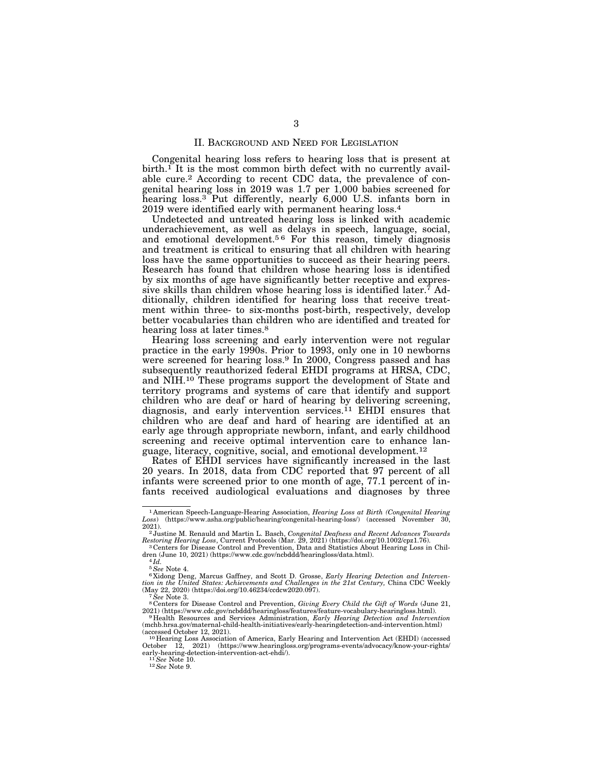## II. Background and Need for Legislation

Congenital hearing loss refers to hearing loss that is present at birth.[1] It is the most common birth defect with no currently available cure.[2] According to recent CDC data, the prevalence of congenital hearing loss in 2019 was 1.7 per 1,000 babies screened for hearing loss.[3] Put differently, nearly 6,000 U.S. infants born in 2019 were identified early with permanent hearing loss.[4]

Undetected and untreated hearing loss is linked with academic underachievement, as well as delays in speech, language, social, and emotional development.[5] [6] For this reason, timely diagnosis and treatment is critical to ensuring that all children with hearing loss have the same opportunities to succeed as their hearing peers. Research has found that children whose hearing loss is identified by six months of age have significantly better receptive and expressive skills than children whose hearing loss is identified later.[7] Additionally, children identified for hearing loss that receive treatment within three- to six-months post-birth, respectively, develop better vocabularies than children who are identified and treated for hearing loss at later times.[8]

Hearing loss screening and early intervention were not regular practice in the early 1990s. Prior to 1993, only one in 10 newborns were screened for hearing loss.[9] In 2000, Congress passed and has subsequently reauthorized federal EHDI programs at HRSA, CDC, and NIH.[10] These programs support the development of State and territory programs and systems of care that identify and support children who are deaf or hard of hearing by delivering screening, diagnosis, and early intervention services.[11] EHDI ensures that children who are deaf and hard of hearing are identified at an early age through appropriate newborn, infant, and early childhood screening and receive optimal intervention care to enhance language, literacy, cognitive, social, and emotional development.[12]

Rates of EHDI services have significantly increased in the last 20 years. In 2018, data from CDC reported that 97 percent of all infants were screened prior to one month of age, 77.1 percent of infants received audiological evaluations and diagnoses by three

---

[1] American Speech-Language-Hearing Association, *Hearing Loss at Birth (Congenital Hearing Loss)* (https://www.asha.org/public/hearing/congenital-hearing-loss/) (accessed November 30, 2021).

[2] Justine M. Renauld and Martin L. Basch, *Congenital Deafness and Recent Advances Towards Restoring Hearing Loss*, Current Protocols (Mar. 29, 2021) (https://doi.org/10.1002/cpz1.76).

[3] Centers for Disease Control and Prevention, Data and Statistics About Hearing Loss in Children (June 10, 2021) (https://www.cdc.gov/ncbddd/hearingloss/data.html).

[4] *Id.*

[5] *See* Note 4.

[6] Xidong Deng, Marcus Gaffney, and Scott D. Grosse, *Early Hearing Detection and Intervention in the United States: Achievements and Challenges in the 21st Century,* China CDC Weekly (May 22, 2020) (https://doi.org/10.46234/ccdcw2020.097).

[7] *See* Note 3.

[8] Centers for Disease Control and Prevention, *Giving Every Child the Gift of Words* (June 21, 2021) (https://www.cdc.gov/ncbddd/hearingloss/features/feature-vocabulary-hearingloss.html).

[9] Health Resources and Services Administration, *Early Hearing Detection and Intervention* (mchb.hrsa.gov/maternal-child-health-initiatives/early-hearingdetection-and-intervention.html) (accessed October 12, 2021).

[10] Hearing Loss Association of America, Early Hearing and Intervention Act (EHDI) (accessed October 12, 2021) (https://www.hearingloss.org/programs-events/advocacy/know-your-rights/early-hearing-detection-intervention-act-ehdi/).

[11] *See* Note 10.

[12] *See* Note 9.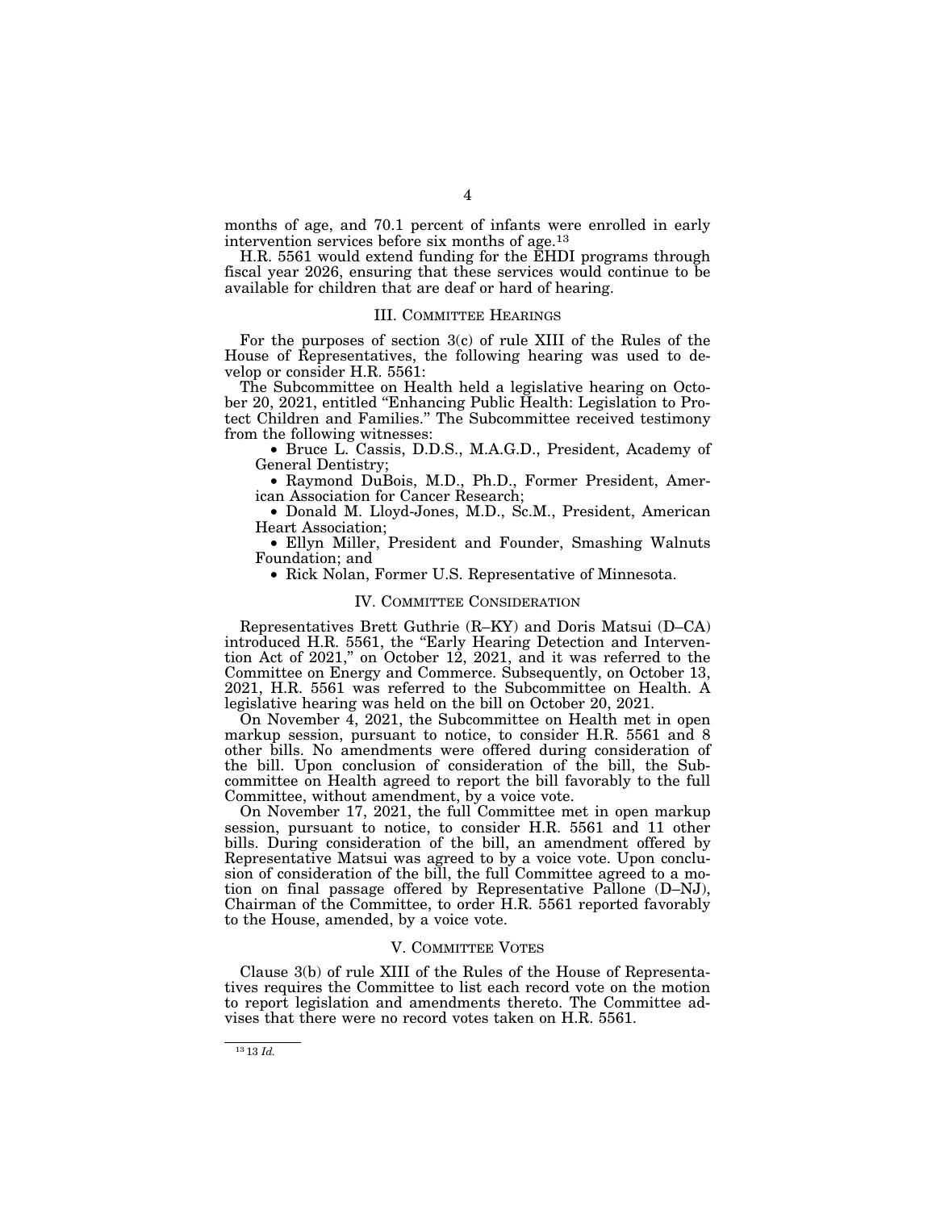months of age, and 70.1 percent of infants were enrolled in early intervention services before six months of age.[13]

H.R. 5561 would extend funding for the EHDI programs through fiscal year 2026, ensuring that these services would continue to be available for children that are deaf or hard of hearing.

## III. Committee Hearings

For the purposes of section 3(c) of rule XIII of the Rules of the House of Representatives, the following hearing was used to develop or consider H.R. 5561:

The Subcommittee on Health held a legislative hearing on October 20, 2021, entitled "Enhancing Public Health: Legislation to Protect Children and Families." The Subcommittee received testimony from the following witnesses:

- Bruce L. Cassis, D.D.S., M.A.G.D., President, Academy of General Dentistry;
- Raymond DuBois, M.D., Ph.D., Former President, American Association for Cancer Research;
- Donald M. Lloyd-Jones, M.D., Sc.M., President, American Heart Association;
- Ellyn Miller, President and Founder, Smashing Walnuts Foundation; and
- Rick Nolan, Former U.S. Representative of Minnesota.

## IV. Committee Consideration

Representatives Brett Guthrie (R–KY) and Doris Matsui (D–CA) introduced H.R. 5561, the "Early Hearing Detection and Intervention Act of 2021," on October 12, 2021, and it was referred to the Committee on Energy and Commerce. Subsequently, on October 13, 2021, H.R. 5561 was referred to the Subcommittee on Health. A legislative hearing was held on the bill on October 20, 2021.

On November 4, 2021, the Subcommittee on Health met in open markup session, pursuant to notice, to consider H.R. 5561 and 8 other bills. No amendments were offered during consideration of the bill. Upon conclusion of consideration of the bill, the Subcommittee on Health agreed to report the bill favorably to the full Committee, without amendment, by a voice vote.

On November 17, 2021, the full Committee met in open markup session, pursuant to notice, to consider H.R. 5561 and 11 other bills. During consideration of the bill, an amendment offered by Representative Matsui was agreed to by a voice vote. Upon conclusion of consideration of the bill, the full Committee agreed to a motion on final passage offered by Representative Pallone (D–NJ), Chairman of the Committee, to order H.R. 5561 reported favorably to the House, amended, by a voice vote.

## V. Committee Votes

Clause 3(b) of rule XIII of the Rules of the House of Representatives requires the Committee to list each record vote on the motion to report legislation and amendments thereto. The Committee advises that there were no record votes taken on H.R. 5561.

---

[13] 13 *Id.*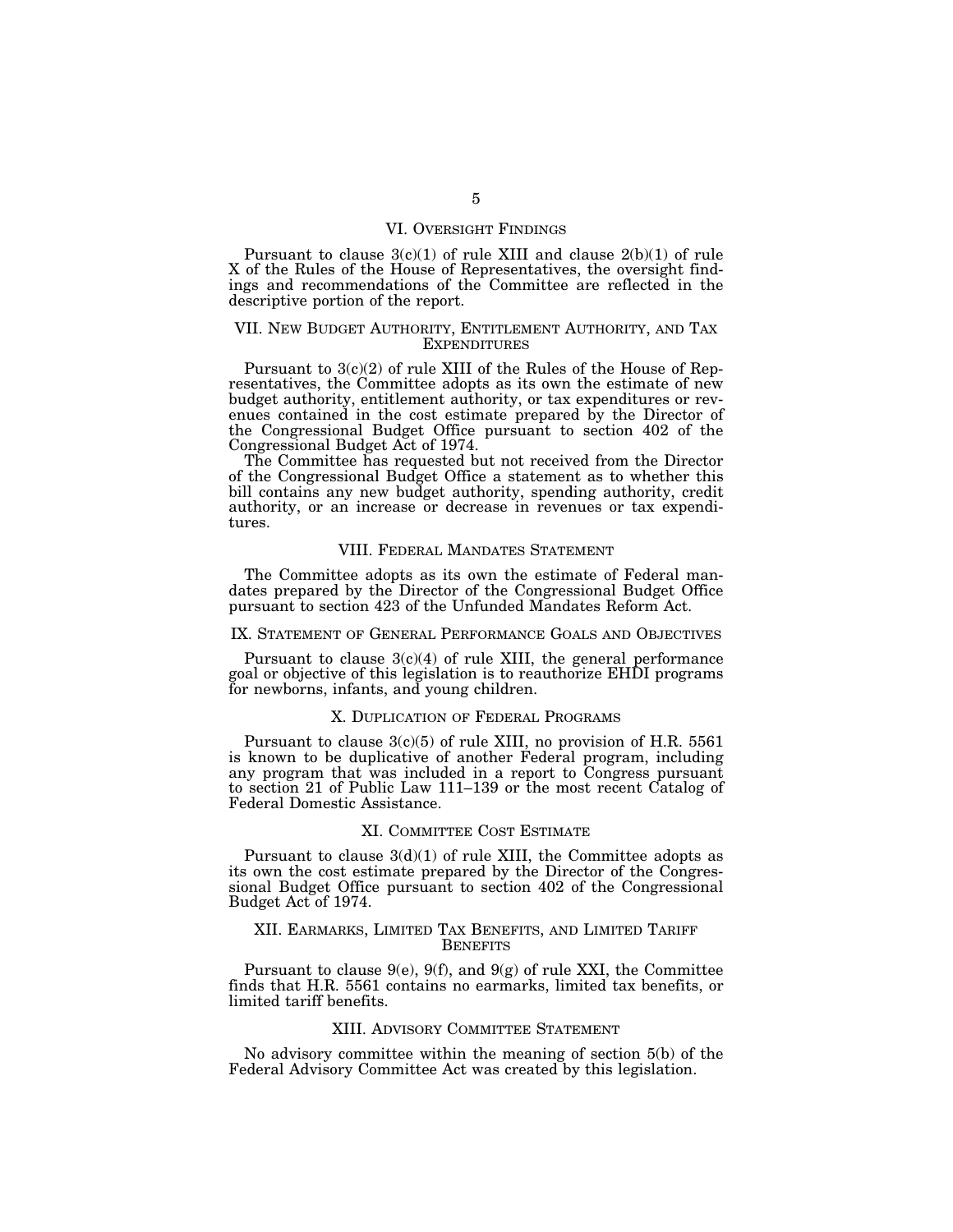## VI. Oversight Findings

Pursuant to clause 3(c)(1) of rule XIII and clause 2(b)(1) of rule X of the Rules of the House of Representatives, the oversight findings and recommendations of the Committee are reflected in the descriptive portion of the report.

## VII. New Budget Authority, Entitlement Authority, and Tax Expenditures

Pursuant to 3(c)(2) of rule XIII of the Rules of the House of Representatives, the Committee adopts as its own the estimate of new budget authority, entitlement authority, or tax expenditures or revenues contained in the cost estimate prepared by the Director of the Congressional Budget Office pursuant to section 402 of the Congressional Budget Act of 1974.

The Committee has requested but not received from the Director of the Congressional Budget Office a statement as to whether this bill contains any new budget authority, spending authority, credit authority, or an increase or decrease in revenues or tax expenditures.

## VIII. Federal Mandates Statement

The Committee adopts as its own the estimate of Federal mandates prepared by the Director of the Congressional Budget Office pursuant to section 423 of the Unfunded Mandates Reform Act.

## IX. Statement of General Performance Goals and Objectives

Pursuant to clause 3(c)(4) of rule XIII, the general performance goal or objective of this legislation is to reauthorize EHDI programs for newborns, infants, and young children.

## X. Duplication of Federal Programs

Pursuant to clause 3(c)(5) of rule XIII, no provision of H.R. 5561 is known to be duplicative of another Federal program, including any program that was included in a report to Congress pursuant to section 21 of Public Law 111–139 or the most recent Catalog of Federal Domestic Assistance.

## XI. Committee Cost Estimate

Pursuant to clause 3(d)(1) of rule XIII, the Committee adopts as its own the cost estimate prepared by the Director of the Congressional Budget Office pursuant to section 402 of the Congressional Budget Act of 1974.

## XII. Earmarks, Limited Tax Benefits, and Limited Tariff Benefits

Pursuant to clause 9(e), 9(f), and 9(g) of rule XXI, the Committee finds that H.R. 5561 contains no earmarks, limited tax benefits, or limited tariff benefits.

## XIII. Advisory Committee Statement

No advisory committee within the meaning of section 5(b) of the Federal Advisory Committee Act was created by this legislation.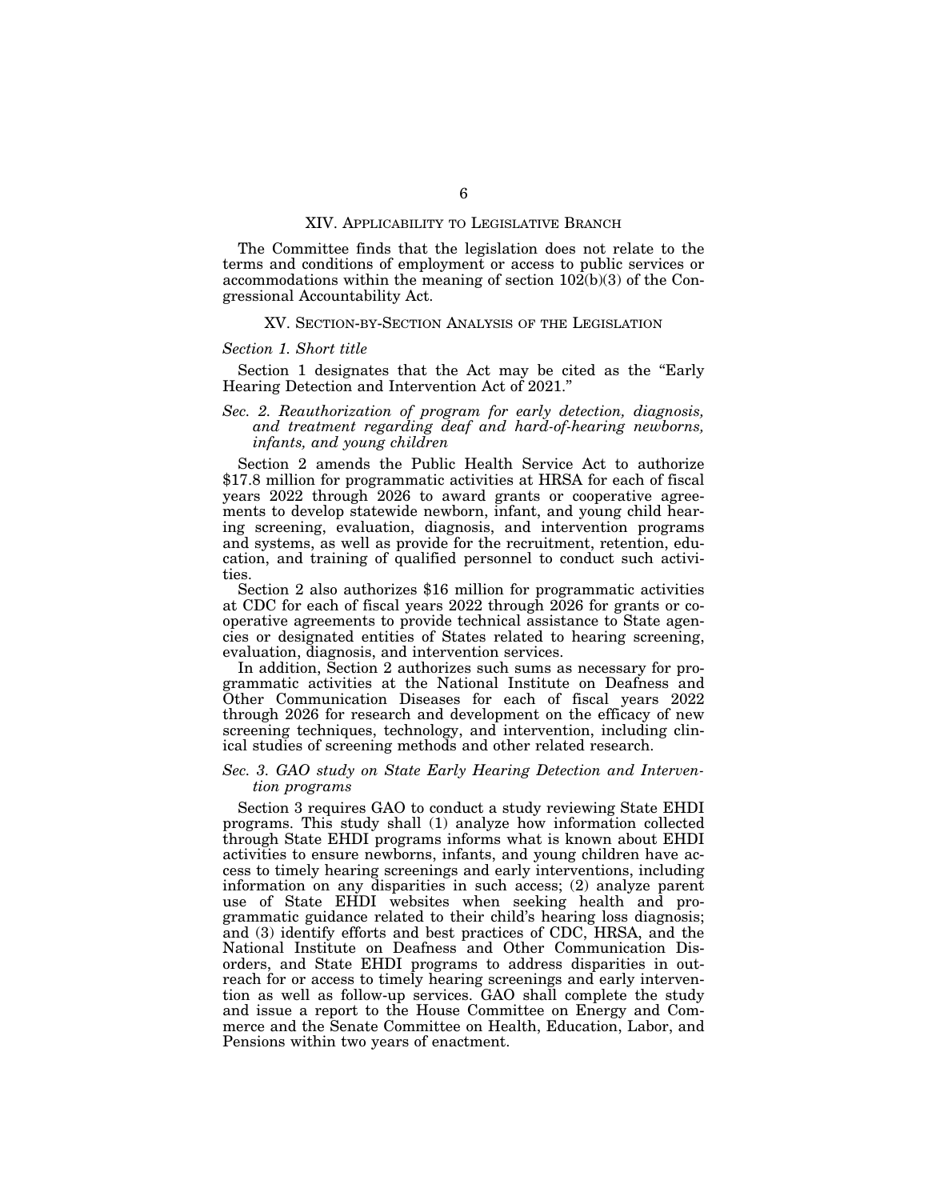## XIV. Applicability to Legislative Branch

The Committee finds that the legislation does not relate to the terms and conditions of employment or access to public services or accommodations within the meaning of section 102(b)(3) of the Congressional Accountability Act.

## XV. Section-by-Section Analysis of the Legislation

### *Section 1. Short title*

Section 1 designates that the Act may be cited as the "Early Hearing Detection and Intervention Act of 2021."

### *Sec. 2. Reauthorization of program for early detection, diagnosis, and treatment regarding deaf and hard-of-hearing newborns, infants, and young children*

Section 2 amends the Public Health Service Act to authorize $17.8 million for programmatic activities at HRSA for each of fiscal years 2022 through 2026 to award grants or cooperative agreements to develop statewide newborn, infant, and young child hearing screening, evaluation, diagnosis, and intervention programs and systems, as well as provide for the recruitment, retention, education, and training of qualified personnel to conduct such activities.

Section 2 also authorizes $16 million for programmatic activities at CDC for each of fiscal years 2022 through 2026 for grants or cooperative agreements to provide technical assistance to State agencies or designated entities of States related to hearing screening, evaluation, diagnosis, and intervention services.

In addition, Section 2 authorizes such sums as necessary for programmatic activities at the National Institute on Deafness and Other Communication Diseases for each of fiscal years 2022 through 2026 for research and development on the efficacy of new screening techniques, technology, and intervention, including clinical studies of screening methods and other related research.

### *Sec. 3. GAO study on State Early Hearing Detection and Intervention programs*

Section 3 requires GAO to conduct a study reviewing State EHDI programs. This study shall (1) analyze how information collected through State EHDI programs informs what is known about EHDI activities to ensure newborns, infants, and young children have access to timely hearing screenings and early interventions, including information on any disparities in such access; (2) analyze parent use of State EHDI websites when seeking health and programmatic guidance related to their child's hearing loss diagnosis; and (3) identify efforts and best practices of CDC, HRSA, and the National Institute on Deafness and Other Communication Disorders, and State EHDI programs to address disparities in outreach for or access to timely hearing screenings and early intervention as well as follow-up services. GAO shall complete the study and issue a report to the House Committee on Energy and Commerce and the Senate Committee on Health, Education, Labor, and Pensions within two years of enactment.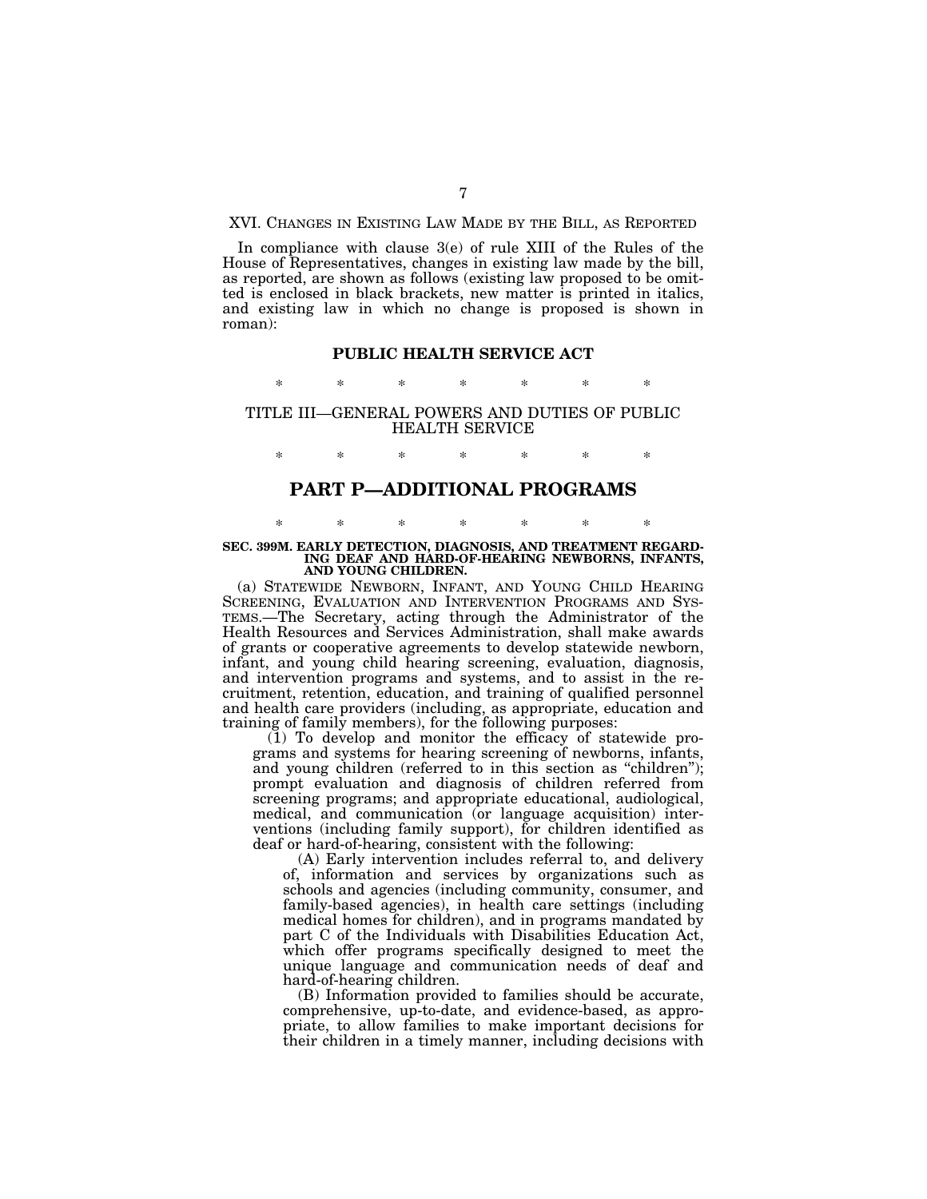## XVI. CHANGES IN EXISTING LAW MADE BY THE BILL, AS REPORTED

In compliance with clause 3(e) of rule XIII of the Rules of the House of Representatives, changes in existing law made by the bill, as reported, are shown as follows (existing law proposed to be omitted is enclosed in black brackets, new matter is printed in italics, and existing law in which no change is proposed is shown in roman):

### PUBLIC HEALTH SERVICE ACT

\* \* \* \* \* \* \*

### TITLE III—GENERAL POWERS AND DUTIES OF PUBLIC HEALTH SERVICE

\* \* \* \* \* \* \*

## PART P—ADDITIONAL PROGRAMS

\* \* \* \* \* \* \*

**SEC. 399M. EARLY DETECTION, DIAGNOSIS, AND TREATMENT REGARDING DEAF AND HARD-OF-HEARING NEWBORNS, INFANTS, AND YOUNG CHILDREN.**

(a) STATEWIDE NEWBORN, INFANT, AND YOUNG CHILD HEARING SCREENING, EVALUATION AND INTERVENTION PROGRAMS AND SYSTEMS.—The Secretary, acting through the Administrator of the Health Resources and Services Administration, shall make awards of grants or cooperative agreements to develop statewide newborn, infant, and young child hearing screening, evaluation, diagnosis, and intervention programs and systems, and to assist in the recruitment, retention, education, and training of qualified personnel and health care providers (including, as appropriate, education and training of family members), for the following purposes:

(1) To develop and monitor the efficacy of statewide programs and systems for hearing screening of newborns, infants, and young children (referred to in this section as "children"); prompt evaluation and diagnosis of children referred from screening programs; and appropriate educational, audiological, medical, and communication (or language acquisition) interventions (including family support), for children identified as deaf or hard-of-hearing, consistent with the following:

(A) Early intervention includes referral to, and delivery of, information and services by organizations such as schools and agencies (including community, consumer, and family-based agencies), in health care settings (including medical homes for children), and in programs mandated by part C of the Individuals with Disabilities Education Act, which offer programs specifically designed to meet the unique language and communication needs of deaf and hard-of-hearing children.

(B) Information provided to families should be accurate, comprehensive, up-to-date, and evidence-based, as appropriate, to allow families to make important decisions for their children in a timely manner, including decisions with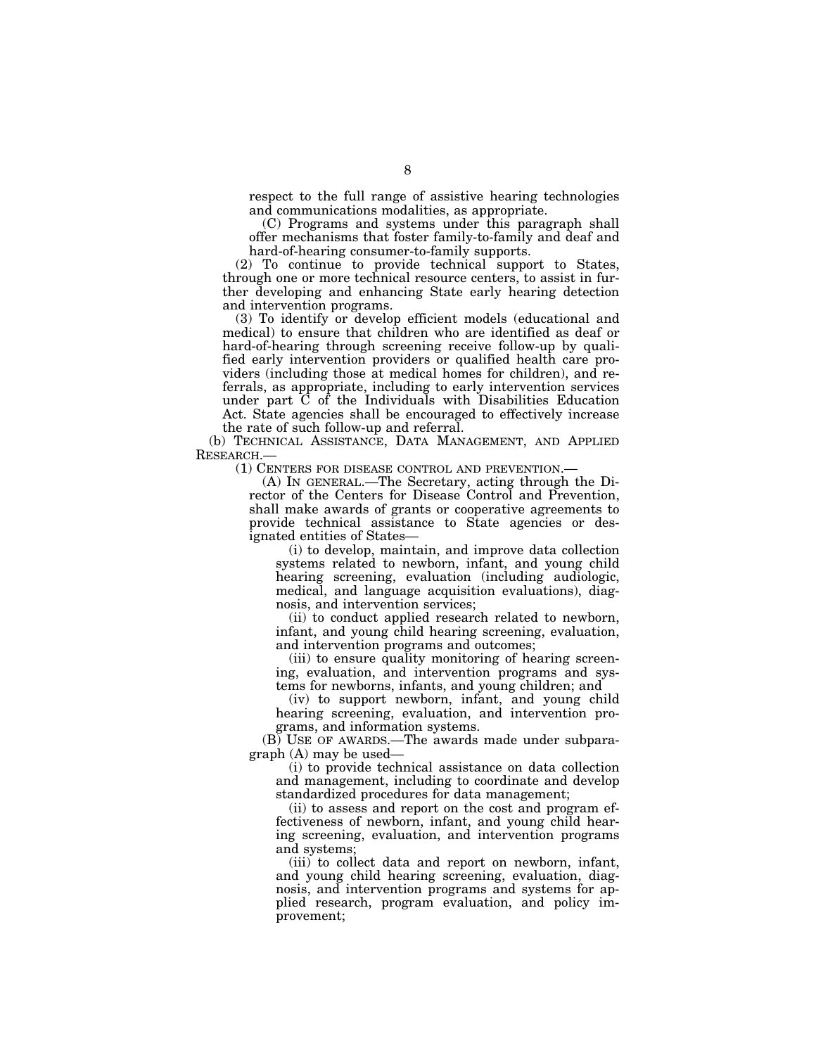respect to the full range of assistive hearing technologies and communications modalities, as appropriate.

(C) Programs and systems under this paragraph shall offer mechanisms that foster family-to-family and deaf and hard-of-hearing consumer-to-family supports.

(2) To continue to provide technical support to States, through one or more technical resource centers, to assist in further developing and enhancing State early hearing detection and intervention programs.

(3) To identify or develop efficient models (educational and medical) to ensure that children who are identified as deaf or hard-of-hearing through screening receive follow-up by qualified early intervention providers or qualified health care providers (including those at medical homes for children), and referrals, as appropriate, including to early intervention services under part C of the Individuals with Disabilities Education Act. State agencies shall be encouraged to effectively increase the rate of such follow-up and referral.

(b) TECHNICAL ASSISTANCE, DATA MANAGEMENT, AND APPLIED RESEARCH.—

(1) CENTERS FOR DISEASE CONTROL AND PREVENTION.—

(A) IN GENERAL.—The Secretary, acting through the Director of the Centers for Disease Control and Prevention, shall make awards of grants or cooperative agreements to provide technical assistance to State agencies or designated entities of States—

(i) to develop, maintain, and improve data collection systems related to newborn, infant, and young child hearing screening, evaluation (including audiologic, medical, and language acquisition evaluations), diagnosis, and intervention services;

(ii) to conduct applied research related to newborn, infant, and young child hearing screening, evaluation, and intervention programs and outcomes;

(iii) to ensure quality monitoring of hearing screening, evaluation, and intervention programs and systems for newborns, infants, and young children; and

(iv) to support newborn, infant, and young child hearing screening, evaluation, and intervention programs, and information systems.

(B) USE OF AWARDS.—The awards made under subparagraph (A) may be used—

(i) to provide technical assistance on data collection and management, including to coordinate and develop standardized procedures for data management;

(ii) to assess and report on the cost and program effectiveness of newborn, infant, and young child hearing screening, evaluation, and intervention programs and systems;

(iii) to collect data and report on newborn, infant, and young child hearing screening, evaluation, diagnosis, and intervention programs and systems for applied research, program evaluation, and policy improvement;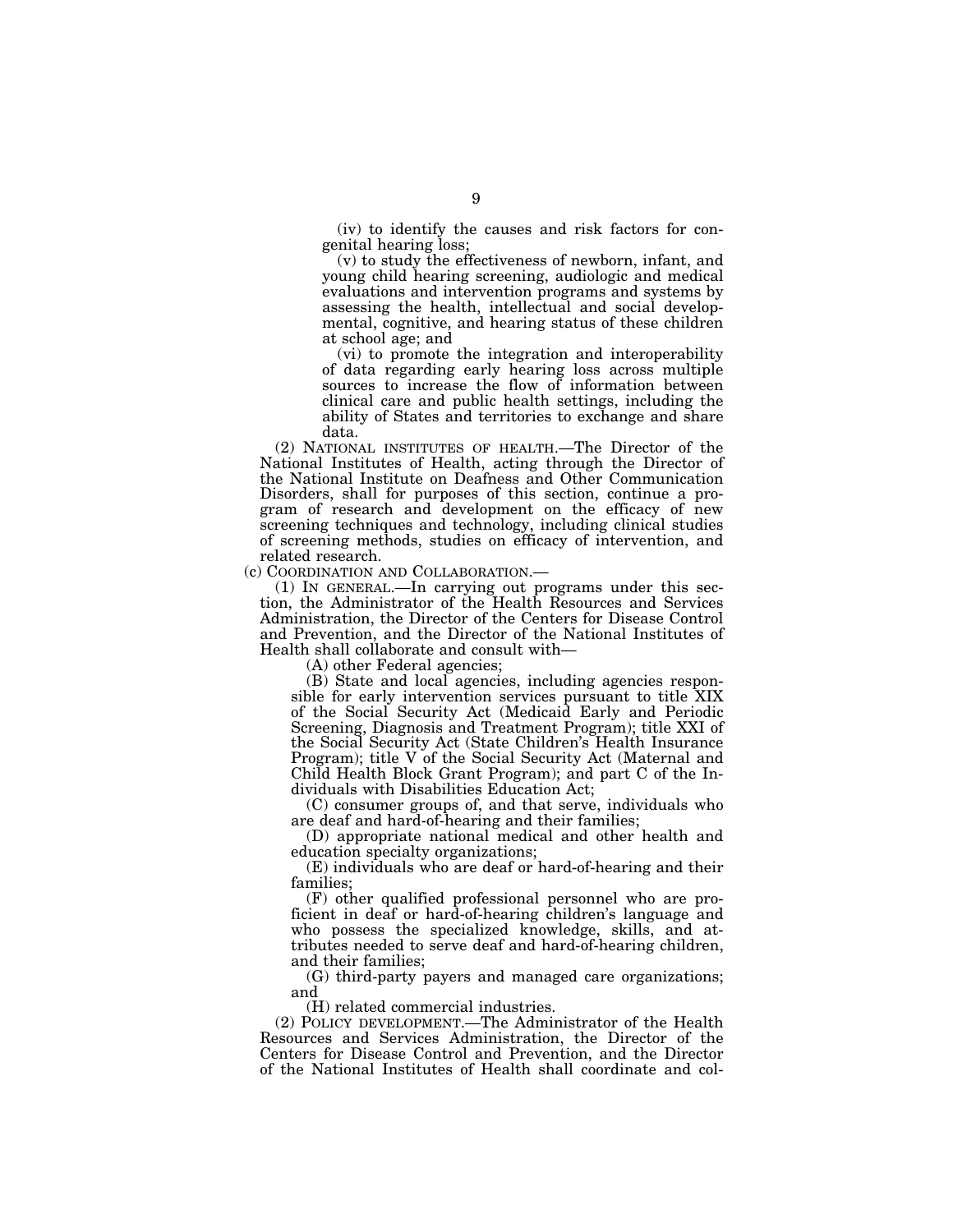(iv) to identify the causes and risk factors for congenital hearing loss;

(v) to study the effectiveness of newborn, infant, and young child hearing screening, audiologic and medical evaluations and intervention programs and systems by assessing the health, intellectual and social developmental, cognitive, and hearing status of these children at school age; and

(vi) to promote the integration and interoperability of data regarding early hearing loss across multiple sources to increase the flow of information between clinical care and public health settings, including the ability of States and territories to exchange and share data.

(2) NATIONAL INSTITUTES OF HEALTH.—The Director of the National Institutes of Health, acting through the Director of the National Institute on Deafness and Other Communication Disorders, shall for purposes of this section, continue a program of research and development on the efficacy of new screening techniques and technology, including clinical studies of screening methods, studies on efficacy of intervention, and related research.

(c) COORDINATION AND COLLABORATION.—

(1) IN GENERAL.—In carrying out programs under this section, the Administrator of the Health Resources and Services Administration, the Director of the Centers for Disease Control and Prevention, and the Director of the National Institutes of Health shall collaborate and consult with—

(A) other Federal agencies;

(B) State and local agencies, including agencies responsible for early intervention services pursuant to title XIX of the Social Security Act (Medicaid Early and Periodic Screening, Diagnosis and Treatment Program); title XXI of the Social Security Act (State Children's Health Insurance Program); title V of the Social Security Act (Maternal and Child Health Block Grant Program); and part C of the Individuals with Disabilities Education Act;

(C) consumer groups of, and that serve, individuals who are deaf and hard-of-hearing and their families;

(D) appropriate national medical and other health and education specialty organizations;

(E) individuals who are deaf or hard-of-hearing and their families;

(F) other qualified professional personnel who are proficient in deaf or hard-of-hearing children's language and who possess the specialized knowledge, skills, and attributes needed to serve deaf and hard-of-hearing children, and their families;

(G) third-party payers and managed care organizations; and

(H) related commercial industries.

(2) POLICY DEVELOPMENT.—The Administrator of the Health Resources and Services Administration, the Director of the Centers for Disease Control and Prevention, and the Director of the National Institutes of Health shall coordinate and col-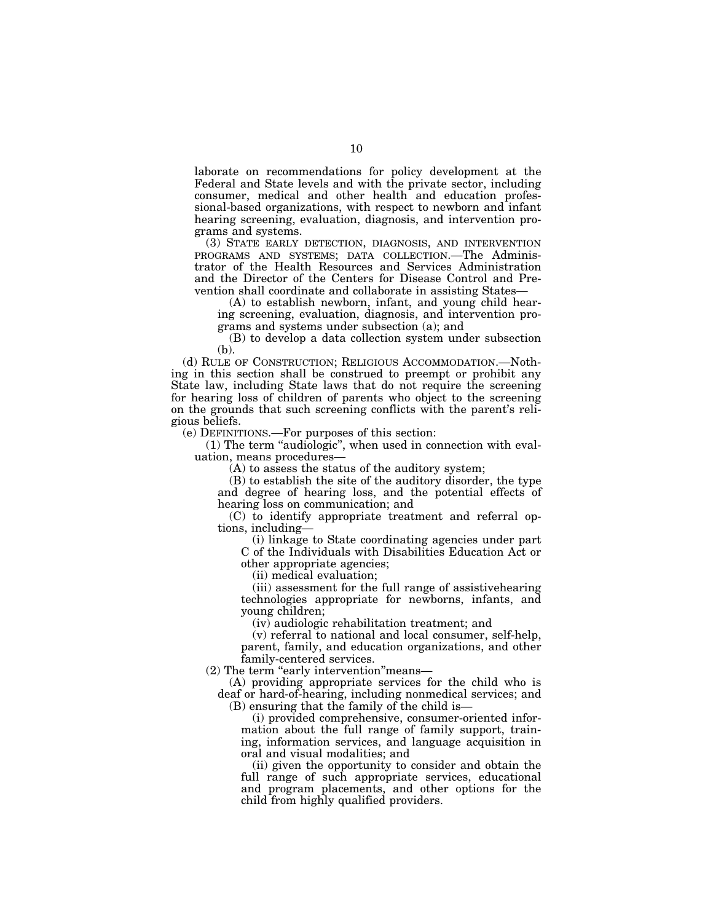laborate on recommendations for policy development at the Federal and State levels and with the private sector, including consumer, medical and other health and education professional-based organizations, with respect to newborn and infant hearing screening, evaluation, diagnosis, and intervention programs and systems.

(3) STATE EARLY DETECTION, DIAGNOSIS, AND INTERVENTION PROGRAMS AND SYSTEMS; DATA COLLECTION.—The Administrator of the Health Resources and Services Administration and the Director of the Centers for Disease Control and Prevention shall coordinate and collaborate in assisting States—

(A) to establish newborn, infant, and young child hearing screening, evaluation, diagnosis, and intervention programs and systems under subsection (a); and

(B) to develop a data collection system under subsection (b).

(d) RULE OF CONSTRUCTION; RELIGIOUS ACCOMMODATION.—Nothing in this section shall be construed to preempt or prohibit any State law, including State laws that do not require the screening for hearing loss of children of parents who object to the screening on the grounds that such screening conflicts with the parent's religious beliefs.

(e) DEFINITIONS.—For purposes of this section:

(1) The term "audiologic", when used in connection with evaluation, means procedures—

(A) to assess the status of the auditory system;

(B) to establish the site of the auditory disorder, the type and degree of hearing loss, and the potential effects of hearing loss on communication; and

(C) to identify appropriate treatment and referral options, including—

(i) linkage to State coordinating agencies under part C of the Individuals with Disabilities Education Act or other appropriate agencies;

(ii) medical evaluation;

(iii) assessment for the full range of assistivehearing technologies appropriate for newborns, infants, and young children;

(iv) audiologic rehabilitation treatment; and

(v) referral to national and local consumer, self-help, parent, family, and education organizations, and other family-centered services.

(2) The term "early intervention"means—

(A) providing appropriate services for the child who is deaf or hard-of-hearing, including nonmedical services; and

(B) ensuring that the family of the child is—

(i) provided comprehensive, consumer-oriented information about the full range of family support, training, information services, and language acquisition in oral and visual modalities; and

(ii) given the opportunity to consider and obtain the full range of such appropriate services, educational and program placements, and other options for the child from highly qualified providers.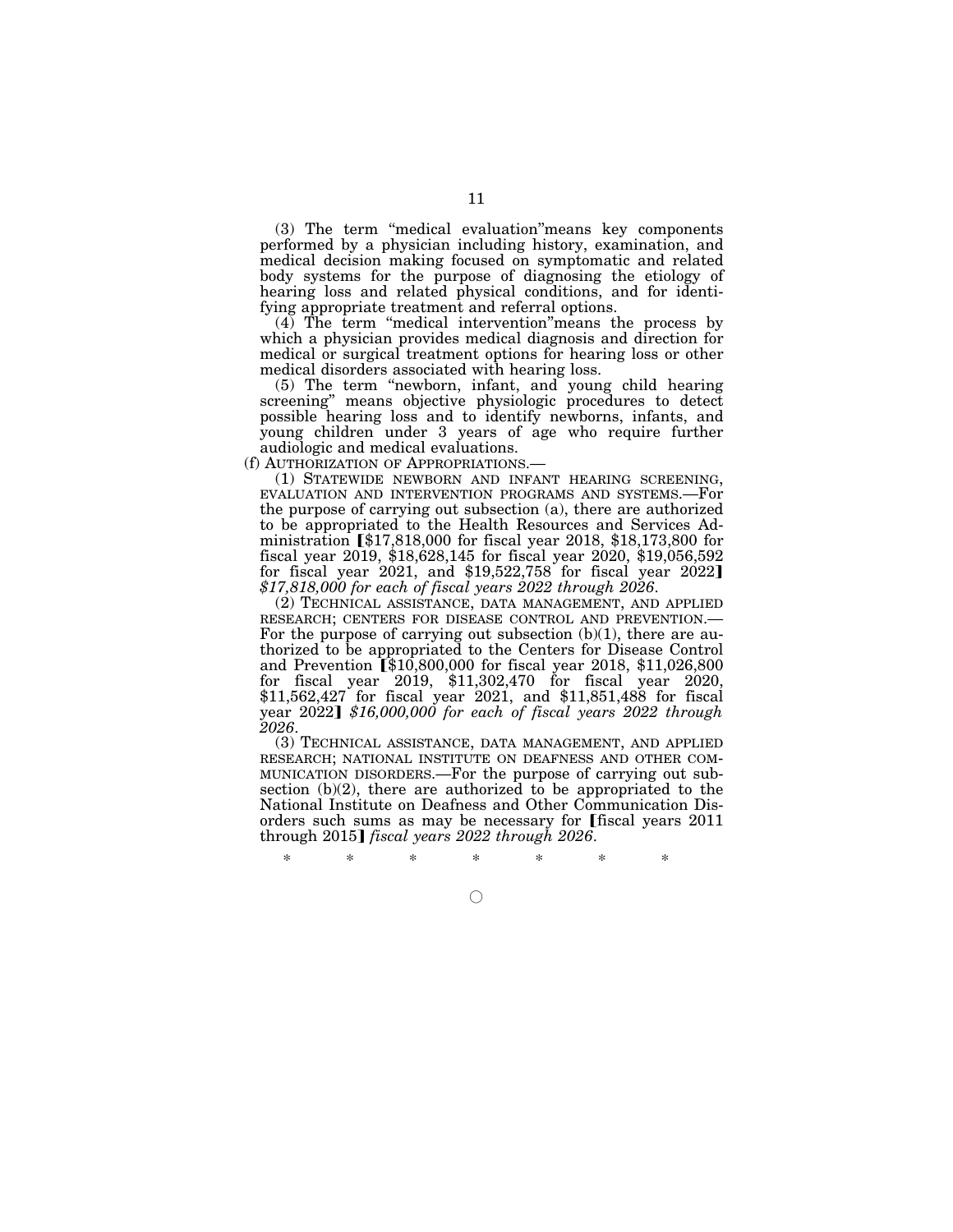(3) The term "medical evaluation"means key components performed by a physician including history, examination, and medical decision making focused on symptomatic and related body systems for the purpose of diagnosing the etiology of hearing loss and related physical conditions, and for identifying appropriate treatment and referral options.

(4) The term "medical intervention"means the process by which a physician provides medical diagnosis and direction for medical or surgical treatment options for hearing loss or other medical disorders associated with hearing loss.

(5) The term "newborn, infant, and young child hearing screening" means objective physiologic procedures to detect possible hearing loss and to identify newborns, infants, and young children under 3 years of age who require further audiologic and medical evaluations.

(f) AUTHORIZATION OF APPROPRIATIONS.—

(1) STATEWIDE NEWBORN AND INFANT HEARING SCREENING, EVALUATION AND INTERVENTION PROGRAMS AND SYSTEMS.—For the purpose of carrying out subsection (a), there are authorized to be appropriated to the Health Resources and Services Administration ❲$17,818,000 for fiscal year 2018, $18,173,800 for fiscal year 2019, $18,628,145 for fiscal year 2020, $19,056,592 for fiscal year 2021, and $19,522,758 for fiscal year 2022❳ *$17,818,000 for each of fiscal years 2022 through 2026*.

(2) TECHNICAL ASSISTANCE, DATA MANAGEMENT, AND APPLIED RESEARCH; CENTERS FOR DISEASE CONTROL AND PREVENTION.—For the purpose of carrying out subsection (b)(1), there are authorized to be appropriated to the Centers for Disease Control and Prevention ❲$10,800,000 for fiscal year 2018, $11,026,800 for fiscal year 2019, $11,302,470 for fiscal year 2020, $11,562,427 for fiscal year 2021, and $11,851,488 for fiscal year 2022❳ *$16,000,000 for each of fiscal years 2022 through 2026*.

(3) TECHNICAL ASSISTANCE, DATA MANAGEMENT, AND APPLIED RESEARCH; NATIONAL INSTITUTE ON DEAFNESS AND OTHER COMMUNICATION DISORDERS.—For the purpose of carrying out subsection (b)(2), there are authorized to be appropriated to the National Institute on Deafness and Other Communication Disorders such sums as may be necessary for ❲fiscal years 2011 through 2015❳ *fiscal years 2022 through 2026*.

\* \* \* \* \* \* \*

○